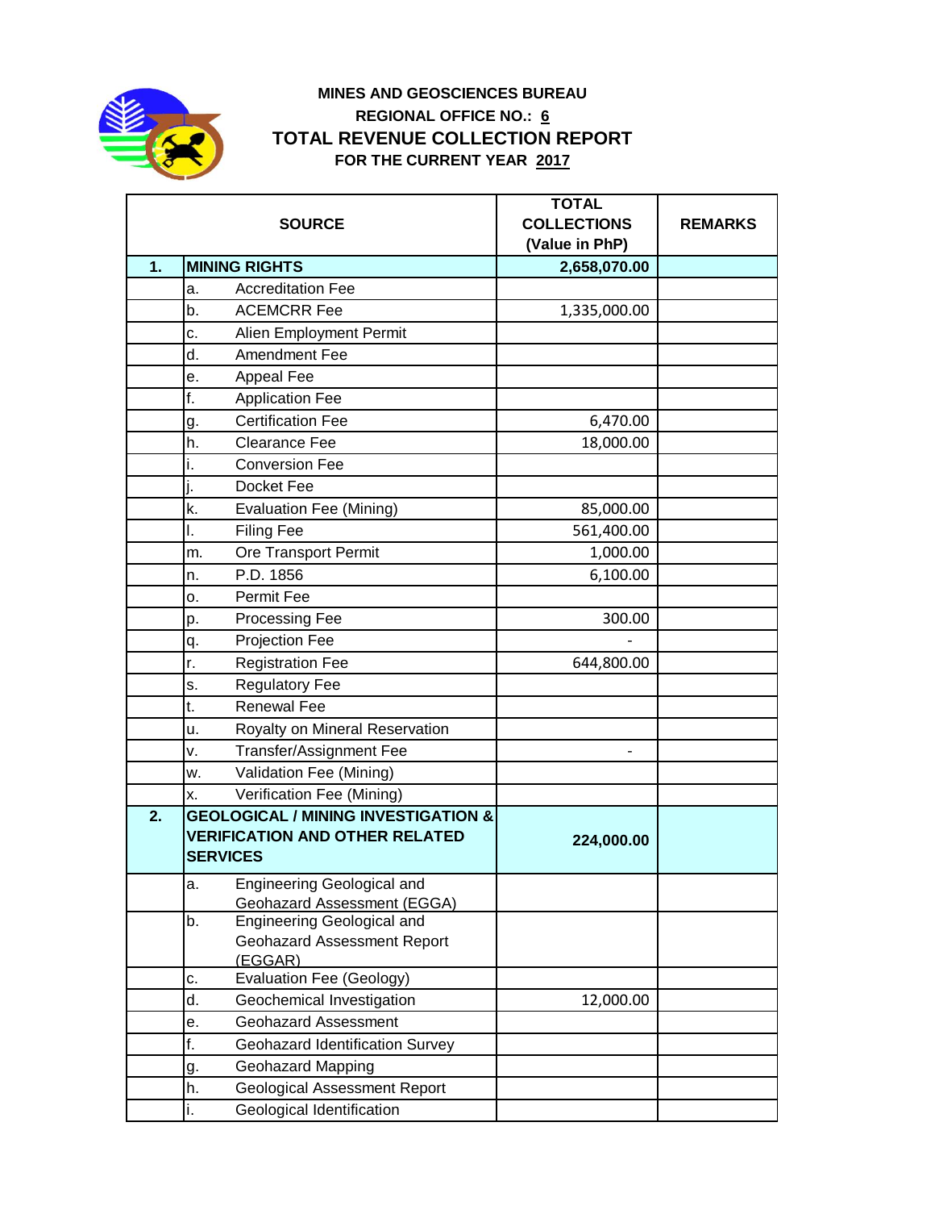**MINES AND GEOSCIENCES BUREAU**

**REGIONAL OFFICE NO.: 6**

# TOTAL REVENUE COLLECTION REPORT

**FOR THE CURRENT YEAR 2017**

| | SOURCE | | TOTAL COLLECTIONS (Value in PhP) | REMARKS |
|---|---|---|---|---|
| **1.** | **MINING RIGHTS** | | **2,658,070.00** | |
| | a. | Accreditation Fee | | |
| | b. | ACEMCRR Fee | 1,335,000.00 | |
| | c. | Alien Employment Permit | | |
| | d. | Amendment Fee | | |
| | e. | Appeal Fee | | |
| | f. | Application Fee | | |
| | g. | Certification Fee | 6,470.00 | |
| | h. | Clearance Fee | 18,000.00 | |
| | i. | Conversion Fee | | |
| | j. | Docket Fee | | |
| | k. | Evaluation Fee (Mining) | 85,000.00 | |
| | l. | Filing Fee | 561,400.00 | |
| | m. | Ore Transport Permit | 1,000.00 | |
| | n. | P.D. 1856 | 6,100.00 | |
| | o. | Permit Fee | | |
| | p. | Processing Fee | 300.00 | |
| | q. | Projection Fee | - | |
| | r. | Registration Fee | 644,800.00 | |
| | s. | Regulatory Fee | | |
| | t. | Renewal Fee | | |
| | u. | Royalty on Mineral Reservation | | |
| | v. | Transfer/Assignment Fee | - | |
| | w. | Validation Fee (Mining) | | |
| | x. | Verification Fee (Mining) | | |
| **2.** | **GEOLOGICAL / MINING INVESTIGATION & VERIFICATION AND OTHER RELATED SERVICES** | | **224,000.00** | |
| | a. | Engineering Geological and Geohazard Assessment (EGGA) | | |
| | b. | Engineering Geological and Geohazard Assessment Report (EGGAR) | | |
| | c. | Evaluation Fee (Geology) | | |
| | d. | Geochemical Investigation | 12,000.00 | |
| | e. | Geohazard Assessment | | |
| | f. | Geohazard Identification Survey | | |
| | g. | Geohazard Mapping | | |
| | h. | Geological Assessment Report | | |
| | i. | Geological Identification | | |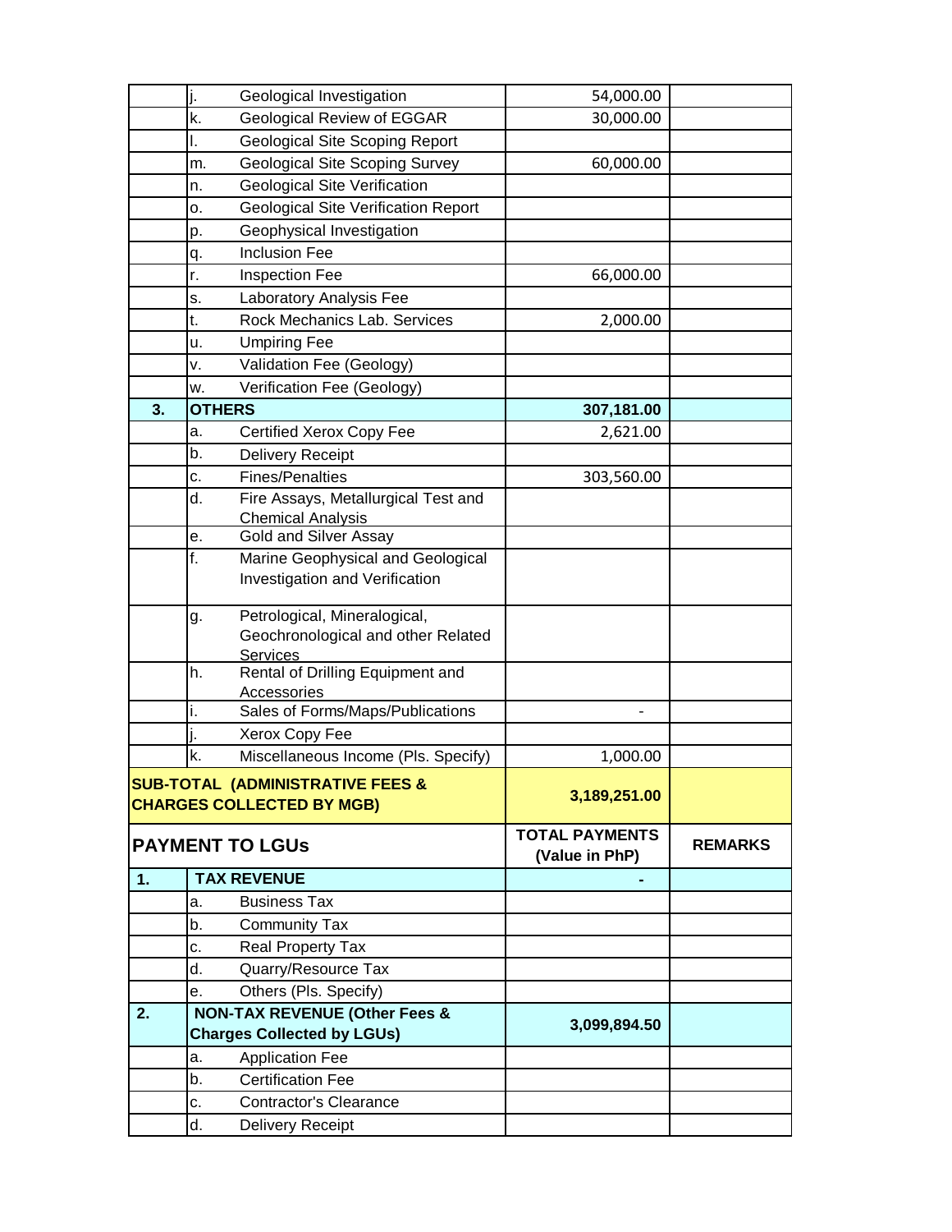| | | | |
|---|---|---|---|
| | j. Geological Investigation | 54,000.00 | |
| | k. Geological Review of EGGAR | 30,000.00 | |
| | l. Geological Site Scoping Report | | |
| | m. Geological Site Scoping Survey | 60,000.00 | |
| | n. Geological Site Verification | | |
| | o. Geological Site Verification Report | | |
| | p. Geophysical Investigation | | |
| | q. Inclusion Fee | | |
| | r. Inspection Fee | 66,000.00 | |
| | s. Laboratory Analysis Fee | | |
| | t. Rock Mechanics Lab. Services | 2,000.00 | |
| | u. Umpiring Fee | | |
| | v. Validation Fee (Geology) | | |
| | w. Verification Fee (Geology) | | |
| **3.** | **OTHERS** | **307,181.00** | |
| | a. Certified Xerox Copy Fee | 2,621.00 | |
| | b. Delivery Receipt | | |
| | c. Fines/Penalties | 303,560.00 | |
| | d. Fire Assays, Metallurgical Test and Chemical Analysis | | |
| | e. Gold and Silver Assay | | |
| | f. Marine Geophysical and Geological Investigation and Verification | | |
| | g. Petrological, Mineralogical, Geochronological and other Related Services | | |
| | h. Rental of Drilling Equipment and Accessories | | |
| | i. Sales of Forms/Maps/Publications | - | |
| | j. Xerox Copy Fee | | |
| | k. Miscellaneous Income (Pls. Specify) | 1,000.00 | |
| **SUB-TOTAL (ADMINISTRATIVE FEES & CHARGES COLLECTED BY MGB)** | | **3,189,251.00** | |
| **PAYMENT TO LGUs** | | **TOTAL PAYMENTS (Value in PhP)** | **REMARKS** |
| **1.** | **TAX REVENUE** | **-** | |
| | a. Business Tax | | |
| | b. Community Tax | | |
| | c. Real Property Tax | | |
| | d. Quarry/Resource Tax | | |
| | e. Others (Pls. Specify) | | |
| **2.** | **NON-TAX REVENUE (Other Fees & Charges Collected by LGUs)** | **3,099,894.50** | |
| | a. Application Fee | | |
| | b. Certification Fee | | |
| | c. Contractor's Clearance | | |
| | d. Delivery Receipt | | |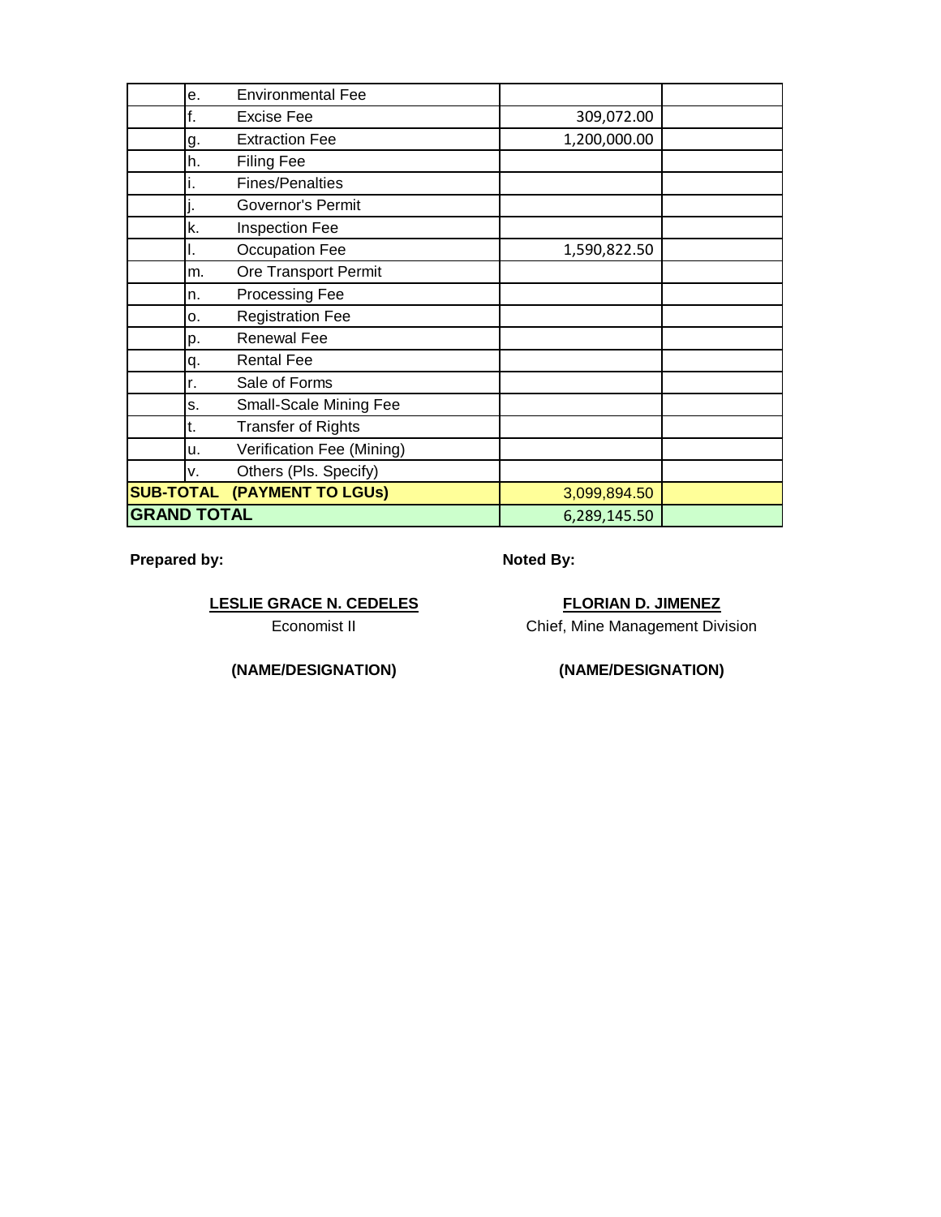| | | | | |
|---|---|---|---|---|
| | e. | Environmental Fee | | |
| | f. | Excise Fee | 309,072.00 | |
| | g. | Extraction Fee | 1,200,000.00 | |
| | h. | Filing Fee | | |
| | i. | Fines/Penalties | | |
| | j. | Governor's Permit | | |
| | k. | Inspection Fee | | |
| | l. | Occupation Fee | 1,590,822.50 | |
| | m. | Ore Transport Permit | | |
| | n. | Processing Fee | | |
| | o. | Registration Fee | | |
| | p. | Renewal Fee | | |
| | q. | Rental Fee | | |
| | r. | Sale of Forms | | |
| | s. | Small-Scale Mining Fee | | |
| | t. | Transfer of Rights | | |
| | u. | Verification Fee (Mining) | | |
| | v. | Others (Pls. Specify) | | |
| **SUB-TOTAL** | | **(PAYMENT TO LGUs)** | 3,099,894.50 | |
| **GRAND TOTAL** | | | 6,289,145.50 | |

**Prepared by:**

**LESLIE GRACE N. CEDELES**
Economist II

**(NAME/DESIGNATION)**

**Noted By:**

**FLORIAN D. JIMENEZ**
Chief, Mine Management Division

**(NAME/DESIGNATION)**